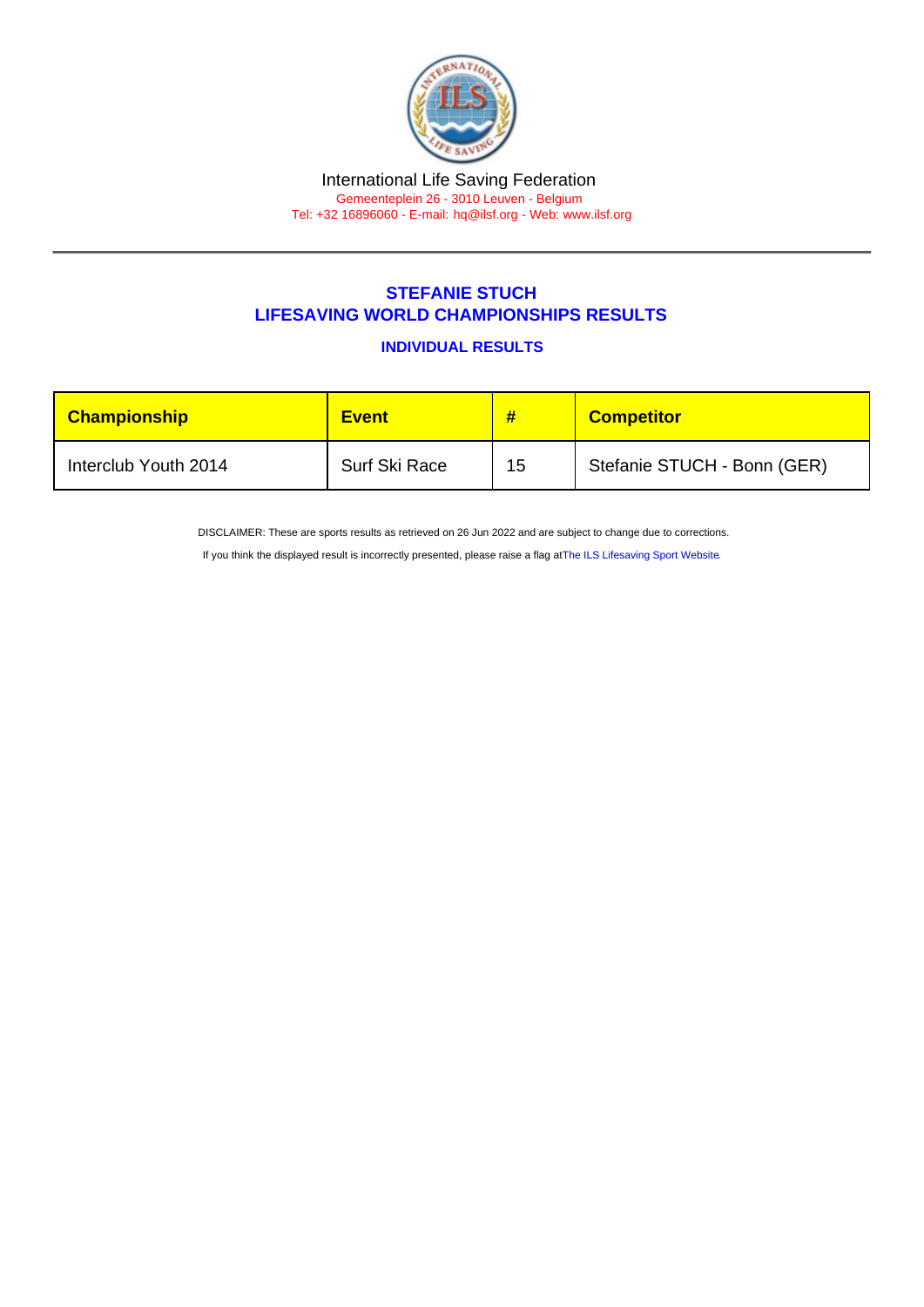International Life Saving Federation

Gemeenteplein 26 - 3010 Leuven - Belgium

Tel: +32 16896060 - E-mail: hq@ilsf.org - Web: www.ilsf.org

## STEFANIE STUCH
## LIFESAVING WORLD CHAMPIONSHIPS RESULTS

### INDIVIDUAL RESULTS

| Championship | Event | # | Competitor |
|---|---|---|---|
| Interclub Youth 2014 | Surf Ski Race | 15 | Stefanie STUCH - Bonn (GER) |

DISCLAIMER: These are sports results as retrieved on 26 Jun 2022 and are subject to change due to corrections.

If you think the displayed result is incorrectly presented, please raise a flag at The ILS Lifesaving Sport Website.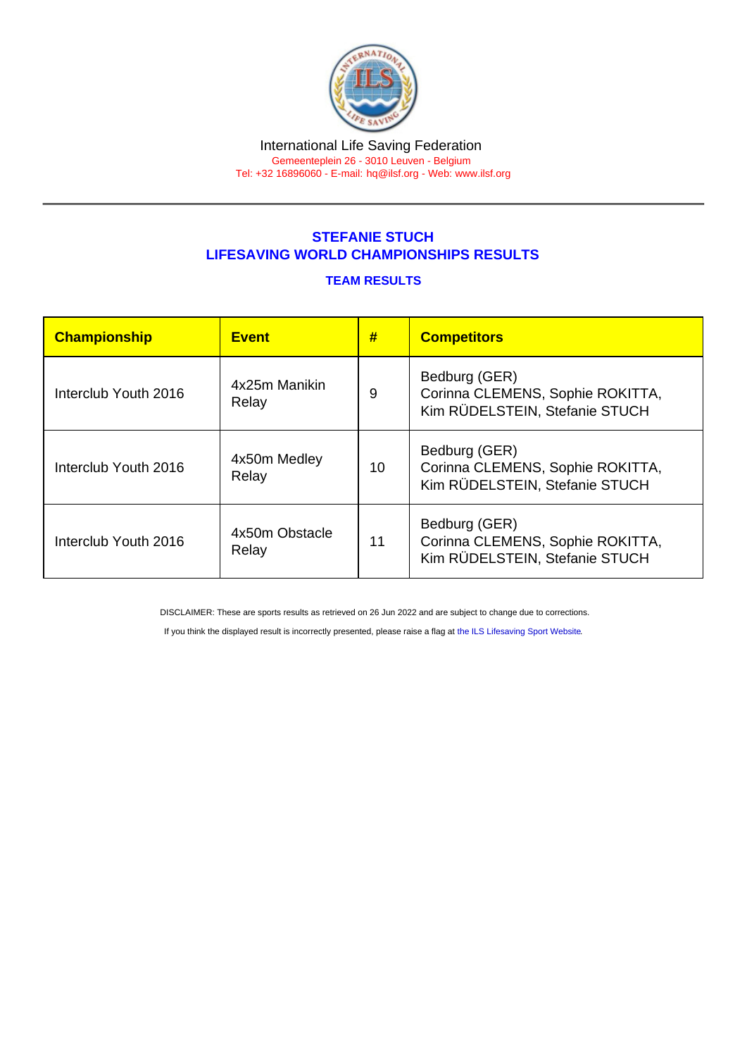International Life Saving Federation

Gemeenteplein 26 - 3010 Leuven - Belgium

Tel: +32 16896060 - E-mail: hq@ilsf.org - Web: www.ilsf.org

## STEFANIE STUCH
## LIFESAVING WORLD CHAMPIONSHIPS RESULTS

### TEAM RESULTS

| Championship | Event | # | Competitors |
|---|---|---|---|
| Interclub Youth 2016 | 4x25m Manikin Relay | 9 | Bedburg (GER) Corinna CLEMENS, Sophie ROKITTA, Kim RÜDELSTEIN, Stefanie STUCH |
| Interclub Youth 2016 | 4x50m Medley Relay | 10 | Bedburg (GER) Corinna CLEMENS, Sophie ROKITTA, Kim RÜDELSTEIN, Stefanie STUCH |
| Interclub Youth 2016 | 4x50m Obstacle Relay | 11 | Bedburg (GER) Corinna CLEMENS, Sophie ROKITTA, Kim RÜDELSTEIN, Stefanie STUCH |

DISCLAIMER: These are sports results as retrieved on 26 Jun 2022 and are subject to change due to corrections.

If you think the displayed result is incorrectly presented, please raise a flag at the ILS Lifesaving Sport Website.